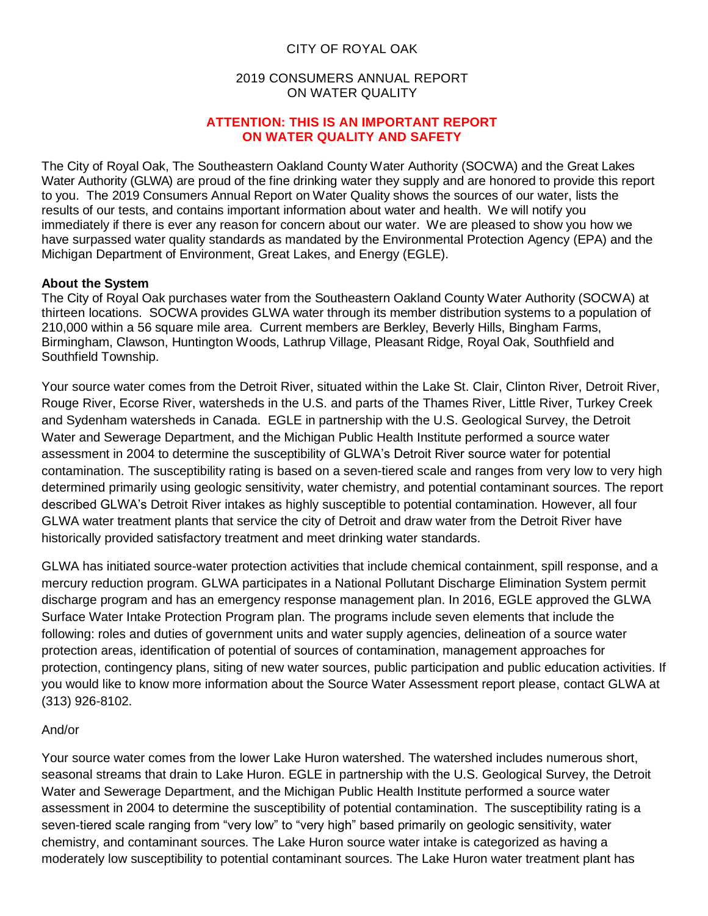CITY OF ROYAL OAK

2019 CONSUMERS ANNUAL REPORT
ON WATER QUALITY

**ATTENTION: THIS IS AN IMPORTANT REPORT ON WATER QUALITY AND SAFETY**

The City of Royal Oak, The Southeastern Oakland County Water Authority (SOCWA) and the Great Lakes Water Authority (GLWA) are proud of the fine drinking water they supply and are honored to provide this report to you. The 2019 Consumers Annual Report on Water Quality shows the sources of our water, lists the results of our tests, and contains important information about water and health. We will notify you immediately if there is ever any reason for concern about our water. We are pleased to show you how we have surpassed water quality standards as mandated by the Environmental Protection Agency (EPA) and the Michigan Department of Environment, Great Lakes, and Energy (EGLE).

**About the System**

The City of Royal Oak purchases water from the Southeastern Oakland County Water Authority (SOCWA) at thirteen locations. SOCWA provides GLWA water through its member distribution systems to a population of 210,000 within a 56 square mile area. Current members are Berkley, Beverly Hills, Bingham Farms, Birmingham, Clawson, Huntington Woods, Lathrup Village, Pleasant Ridge, Royal Oak, Southfield and Southfield Township.

Your source water comes from the Detroit River, situated within the Lake St. Clair, Clinton River, Detroit River, Rouge River, Ecorse River, watersheds in the U.S. and parts of the Thames River, Little River, Turkey Creek and Sydenham watersheds in Canada. EGLE in partnership with the U.S. Geological Survey, the Detroit Water and Sewerage Department, and the Michigan Public Health Institute performed a source water assessment in 2004 to determine the susceptibility of GLWA's Detroit River source water for potential contamination. The susceptibility rating is based on a seven-tiered scale and ranges from very low to very high determined primarily using geologic sensitivity, water chemistry, and potential contaminant sources. The report described GLWA's Detroit River intakes as highly susceptible to potential contamination. However, all four GLWA water treatment plants that service the city of Detroit and draw water from the Detroit River have historically provided satisfactory treatment and meet drinking water standards.

GLWA has initiated source-water protection activities that include chemical containment, spill response, and a mercury reduction program. GLWA participates in a National Pollutant Discharge Elimination System permit discharge program and has an emergency response management plan. In 2016, EGLE approved the GLWA Surface Water Intake Protection Program plan. The programs include seven elements that include the following: roles and duties of government units and water supply agencies, delineation of a source water protection areas, identification of potential of sources of contamination, management approaches for protection, contingency plans, siting of new water sources, public participation and public education activities. If you would like to know more information about the Source Water Assessment report please, contact GLWA at (313) 926-8102.

And/or

Your source water comes from the lower Lake Huron watershed. The watershed includes numerous short, seasonal streams that drain to Lake Huron. EGLE in partnership with the U.S. Geological Survey, the Detroit Water and Sewerage Department, and the Michigan Public Health Institute performed a source water assessment in 2004 to determine the susceptibility of potential contamination. The susceptibility rating is a seven-tiered scale ranging from "very low" to "very high" based primarily on geologic sensitivity, water chemistry, and contaminant sources. The Lake Huron source water intake is categorized as having a moderately low susceptibility to potential contaminant sources. The Lake Huron water treatment plant has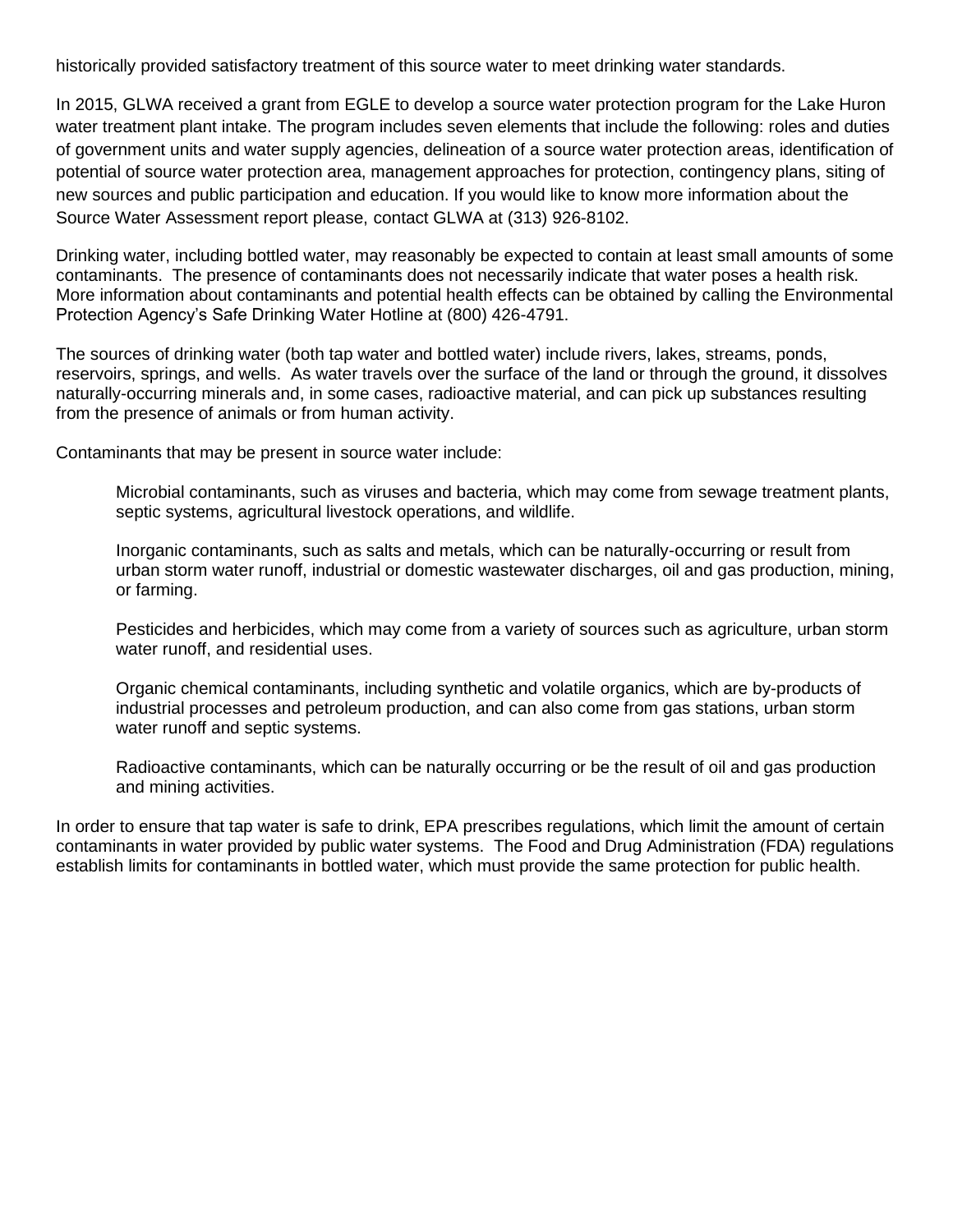historically provided satisfactory treatment of this source water to meet drinking water standards.

In 2015, GLWA received a grant from EGLE to develop a source water protection program for the Lake Huron water treatment plant intake. The program includes seven elements that include the following: roles and duties of government units and water supply agencies, delineation of a source water protection areas, identification of potential of source water protection area, management approaches for protection, contingency plans, siting of new sources and public participation and education. If you would like to know more information about the Source Water Assessment report please, contact GLWA at (313) 926-8102.

Drinking water, including bottled water, may reasonably be expected to contain at least small amounts of some contaminants. The presence of contaminants does not necessarily indicate that water poses a health risk. More information about contaminants and potential health effects can be obtained by calling the Environmental Protection Agency's Safe Drinking Water Hotline at (800) 426-4791.

The sources of drinking water (both tap water and bottled water) include rivers, lakes, streams, ponds, reservoirs, springs, and wells. As water travels over the surface of the land or through the ground, it dissolves naturally-occurring minerals and, in some cases, radioactive material, and can pick up substances resulting from the presence of animals or from human activity.

Contaminants that may be present in source water include:

> Microbial contaminants, such as viruses and bacteria, which may come from sewage treatment plants, septic systems, agricultural livestock operations, and wildlife.
>
> Inorganic contaminants, such as salts and metals, which can be naturally-occurring or result from urban storm water runoff, industrial or domestic wastewater discharges, oil and gas production, mining, or farming.
>
> Pesticides and herbicides, which may come from a variety of sources such as agriculture, urban storm water runoff, and residential uses.
>
> Organic chemical contaminants, including synthetic and volatile organics, which are by-products of industrial processes and petroleum production, and can also come from gas stations, urban storm water runoff and septic systems.
>
> Radioactive contaminants, which can be naturally occurring or be the result of oil and gas production and mining activities.

In order to ensure that tap water is safe to drink, EPA prescribes regulations, which limit the amount of certain contaminants in water provided by public water systems. The Food and Drug Administration (FDA) regulations establish limits for contaminants in bottled water, which must provide the same protection for public health.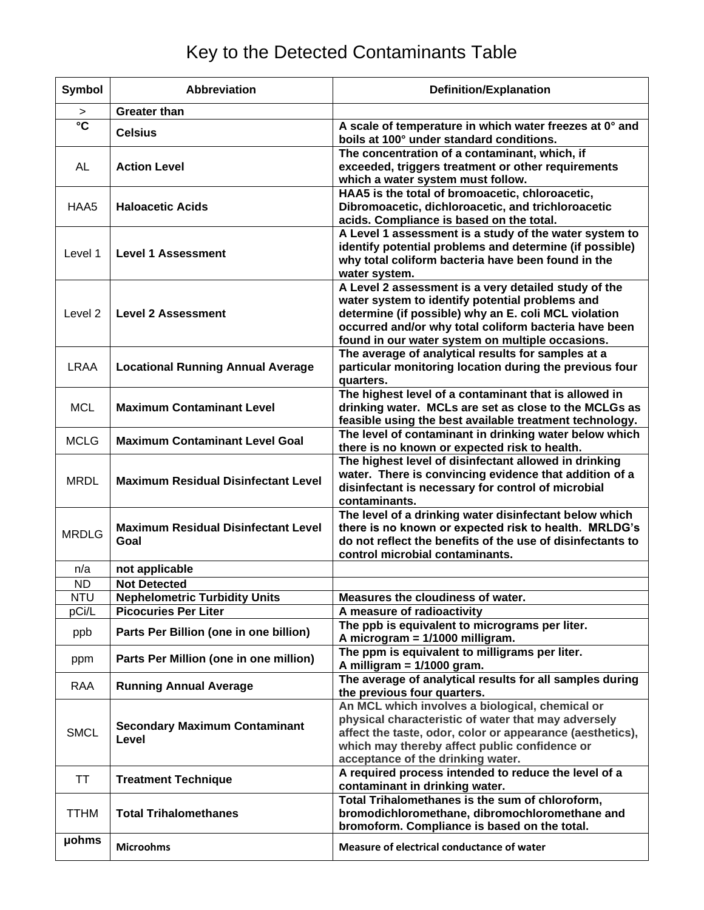# Key to the Detected Contaminants Table

| Symbol | Abbreviation | Definition/Explanation |
|---|---|---|
| > | **Greater than** | |
| **°C** | **Celsius** | **A scale of temperature in which water freezes at 0° and boils at 100° under standard conditions.** |
| AL | **Action Level** | **The concentration of a contaminant, which, if exceeded, triggers treatment or other requirements which a water system must follow.** |
| HAA5 | **Haloacetic Acids** | **HAA5 is the total of bromoacetic, chloroacetic, Dibromoacetic, dichloroacetic, and trichloroacetic acids. Compliance is based on the total.** |
| Level 1 | **Level 1 Assessment** | **A Level 1 assessment is a study of the water system to identify potential problems and determine (if possible) why total coliform bacteria have been found in the water system.** |
| Level 2 | **Level 2 Assessment** | **A Level 2 assessment is a very detailed study of the water system to identify potential problems and determine (if possible) why an E. coli MCL violation occurred and/or why total coliform bacteria have been found in our water system on multiple occasions.** |
| LRAA | **Locational Running Annual Average** | **The average of analytical results for samples at a particular monitoring location during the previous four quarters.** |
| MCL | **Maximum Contaminant Level** | **The highest level of a contaminant that is allowed in drinking water. MCLs are set as close to the MCLGs as feasible using the best available treatment technology.** |
| MCLG | **Maximum Contaminant Level Goal** | **The level of contaminant in drinking water below which there is no known or expected risk to health.** |
| MRDL | **Maximum Residual Disinfectant Level** | **The highest level of disinfectant allowed in drinking water. There is convincing evidence that addition of a disinfectant is necessary for control of microbial contaminants.** |
| MRDLG | **Maximum Residual Disinfectant Level Goal** | **The level of a drinking water disinfectant below which there is no known or expected risk to health. MRLDG's do not reflect the benefits of the use of disinfectants to control microbial contaminants.** |
| n/a | **not applicable** | |
| ND | **Not Detected** | |
| NTU | **Nephelometric Turbidity Units** | **Measures the cloudiness of water.** |
| pCi/L | **Picocuries Per Liter** | **A measure of radioactivity** |
| ppb | **Parts Per Billion (one in one billion)** | **The ppb is equivalent to micrograms per liter. A microgram = 1/1000 milligram.** |
| ppm | **Parts Per Million (one in one million)** | **The ppm is equivalent to milligrams per liter. A milligram = 1/1000 gram.** |
| RAA | **Running Annual Average** | **The average of analytical results for all samples during the previous four quarters.** |
| SMCL | **Secondary Maximum Contaminant Level** | **An MCL which involves a biological, chemical or physical characteristic of water that may adversely affect the taste, odor, color or appearance (aesthetics), which may thereby affect public confidence or acceptance of the drinking water.** |
| TT | **Treatment Technique** | **A required process intended to reduce the level of a contaminant in drinking water.** |
| TTHM | **Total Trihalomethanes** | **Total Trihalomethanes is the sum of chloroform, bromodichloromethane, dibromochloromethane and bromoform. Compliance is based on the total.** |
| **µohms** | **Microohms** | **Measure of electrical conductance of water** |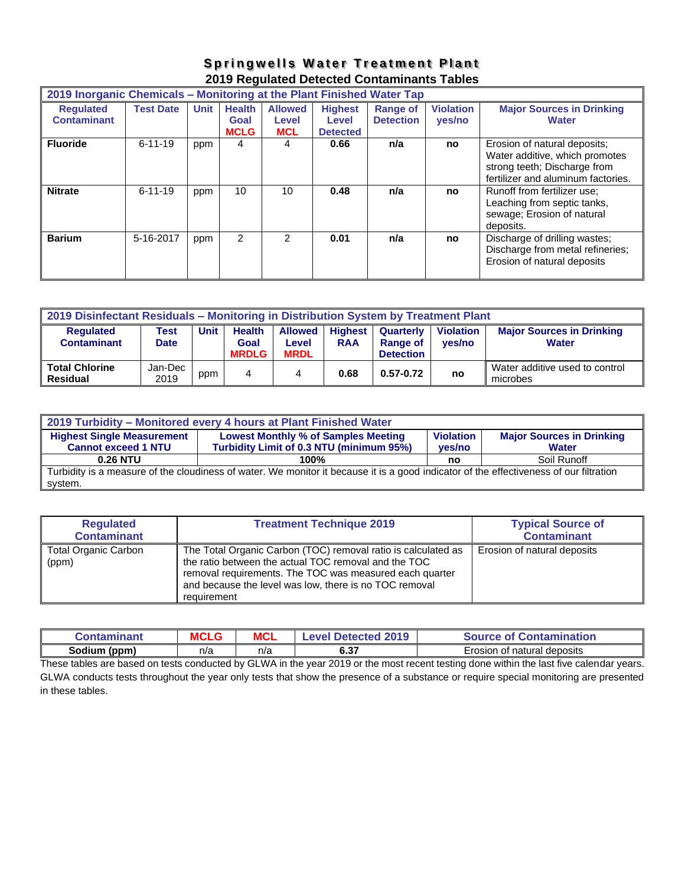# Springwells Water Treatment Plant

## 2019 Regulated Detected Contaminants Tables

| 2019 Inorganic Chemicals – Monitoring at the Plant Finished Water Tap | | | | | | | | |
|---|---|---|---|---|---|---|---|---|
| **Regulated Contaminant** | **Test Date** | **Unit** | **Health Goal MCLG** | **Allowed Level MCL** | **Highest Level Detected** | **Range of Detection** | **Violation yes/no** | **Major Sources in Drinking Water** |
| **Fluoride** | 6-11-19 | ppm | 4 | 4 | **0.66** | **n/a** | **no** | Erosion of natural deposits; Water additive, which promotes strong teeth; Discharge from fertilizer and aluminum factories. |
| **Nitrate** | 6-11-19 | ppm | 10 | 10 | **0.48** | **n/a** | **no** | Runoff from fertilizer use; Leaching from septic tanks, sewage; Erosion of natural deposits. |
| **Barium** | 5-16-2017 | ppm | 2 | 2 | **0.01** | **n/a** | **no** | Discharge of drilling wastes; Discharge from metal refineries; Erosion of natural deposits |

| 2019 Disinfectant Residuals – Monitoring in Distribution System by Treatment Plant | | | | | | | | |
|---|---|---|---|---|---|---|---|---|
| **Regulated Contaminant** | **Test Date** | **Unit** | **Health Goal MRDLG** | **Allowed Level MRDL** | **Highest RAA** | **Quarterly Range of Detection** | **Violation yes/no** | **Major Sources in Drinking Water** |
| **Total Chlorine Residual** | Jan-Dec 2019 | ppm | 4 | 4 | **0.68** | **0.57-0.72** | **no** | Water additive used to control microbes |

| 2019 Turbidity – Monitored every 4 hours at Plant Finished Water | | | |
|---|---|---|---|
| **Highest Single Measurement Cannot exceed 1 NTU** | **Lowest Monthly % of Samples Meeting Turbidity Limit of 0.3 NTU (minimum 95%)** | **Violation yes/no** | **Major Sources in Drinking Water** |
| **0.26 NTU** | **100%** | **no** | Soil Runoff |
| Turbidity is a measure of the cloudiness of water. We monitor it because it is a good indicator of the effectiveness of our filtration system. | | | |

| Regulated Contaminant | Treatment Technique 2019 | Typical Source of Contaminant |
|---|---|---|
| Total Organic Carbon (ppm) | The Total Organic Carbon (TOC) removal ratio is calculated as the ratio between the actual TOC removal and the TOC removal requirements. The TOC was measured each quarter and because the level was low, there is no TOC removal requirement | Erosion of natural deposits |

| Contaminant | MCLG | MCL | Level Detected 2019 | Source of Contamination |
|---|---|---|---|---|
| **Sodium (ppm)** | n/a | n/a | **6.37** | Erosion of natural deposits |

These tables are based on tests conducted by GLWA in the year 2019 or the most recent testing done within the last five calendar years. GLWA conducts tests throughout the year only tests that show the presence of a substance or require special monitoring are presented in these tables.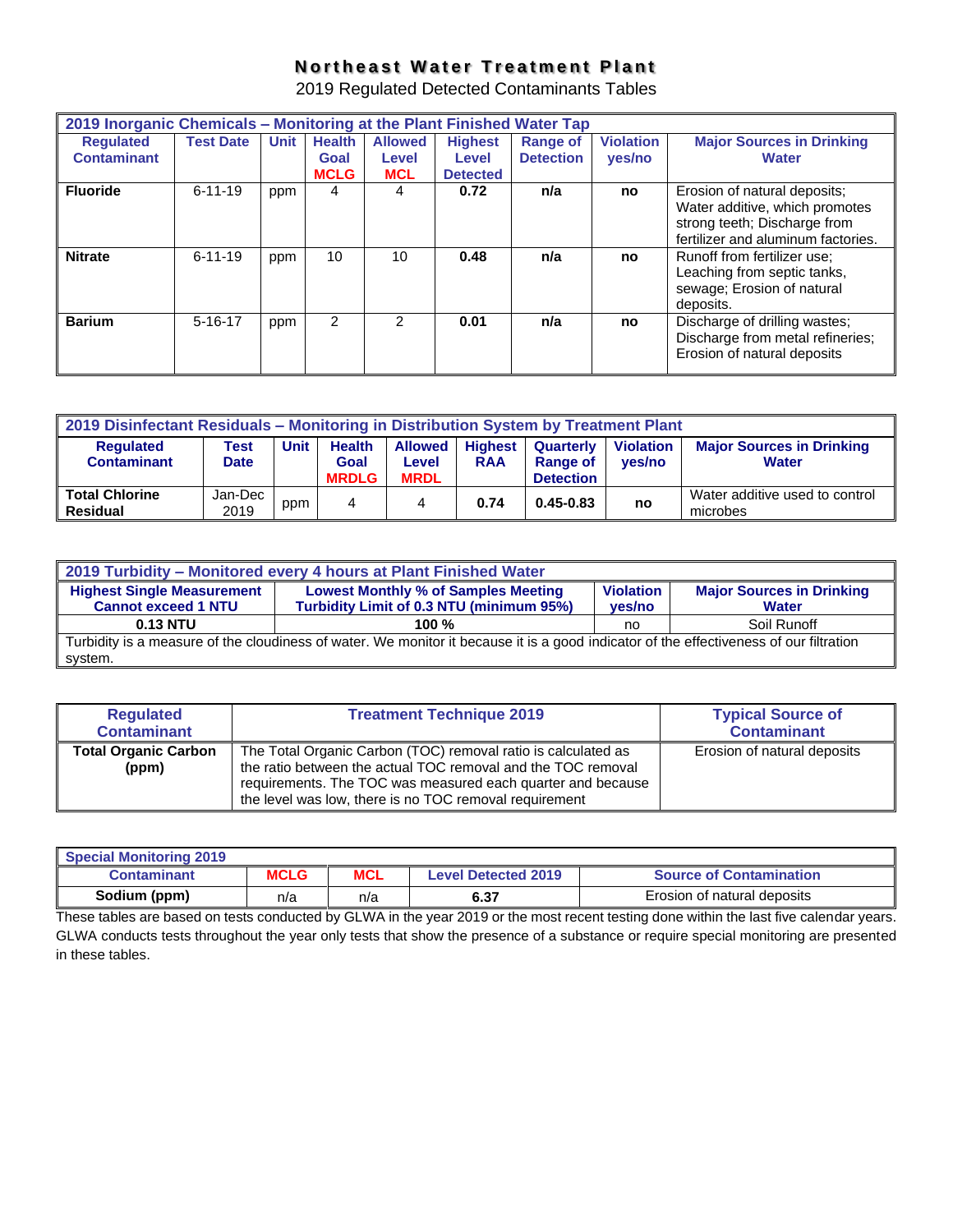# Northeast Water Treatment Plant

2019 Regulated Detected Contaminants Tables

| 2019 Inorganic Chemicals – Monitoring at the Plant Finished Water Tap | | | | | | | | |
|---|---|---|---|---|---|---|---|---|
| **Regulated Contaminant** | **Test Date** | **Unit** | **Health Goal MCLG** | **Allowed Level MCL** | **Highest Level Detected** | **Range of Detection** | **Violation yes/no** | **Major Sources in Drinking Water** |
| **Fluoride** | 6-11-19 | ppm | 4 | 4 | **0.72** | **n/a** | **no** | Erosion of natural deposits; Water additive, which promotes strong teeth; Discharge from fertilizer and aluminum factories. |
| **Nitrate** | 6-11-19 | ppm | 10 | 10 | **0.48** | **n/a** | **no** | Runoff from fertilizer use; Leaching from septic tanks, sewage; Erosion of natural deposits. |
| **Barium** | 5-16-17 | ppm | 2 | 2 | **0.01** | **n/a** | **no** | Discharge of drilling wastes; Discharge from metal refineries; Erosion of natural deposits |

| 2019 Disinfectant Residuals – Monitoring in Distribution System by Treatment Plant | | | | | | | | |
|---|---|---|---|---|---|---|---|---|
| **Regulated Contaminant** | **Test Date** | **Unit** | **Health Goal MRDLG** | **Allowed Level MRDL** | **Highest RAA** | **Quarterly Range of Detection** | **Violation yes/no** | **Major Sources in Drinking Water** |
| **Total Chlorine Residual** | Jan-Dec 2019 | ppm | 4 | 4 | **0.74** | **0.45-0.83** | **no** | Water additive used to control microbes |

| 2019 Turbidity – Monitored every 4 hours at Plant Finished Water | | | |
|---|---|---|---|
| **Highest Single Measurement Cannot exceed 1 NTU** | **Lowest Monthly % of Samples Meeting Turbidity Limit of 0.3 NTU (minimum 95%)** | **Violation yes/no** | **Major Sources in Drinking Water** |
| **0.13 NTU** | **100 %** | no | Soil Runoff |
| Turbidity is a measure of the cloudiness of water. We monitor it because it is a good indicator of the effectiveness of our filtration system. | | | |

| **Regulated Contaminant** | **Treatment Technique 2019** | **Typical Source of Contaminant** |
|---|---|---|
| **Total Organic Carbon (ppm)** | The Total Organic Carbon (TOC) removal ratio is calculated as the ratio between the actual TOC removal and the TOC removal requirements. The TOC was measured each quarter and because the level was low, there is no TOC removal requirement | Erosion of natural deposits |

| Special Monitoring 2019 | | | | |
|---|---|---|---|---|
| **Contaminant** | **MCLG** | **MCL** | **Level Detected 2019** | **Source of Contamination** |
| **Sodium (ppm)** | n/a | n/a | **6.37** | Erosion of natural deposits |

These tables are based on tests conducted by GLWA in the year 2019 or the most recent testing done within the last five calendar years. GLWA conducts tests throughout the year only tests that show the presence of a substance or require special monitoring are presented in these tables.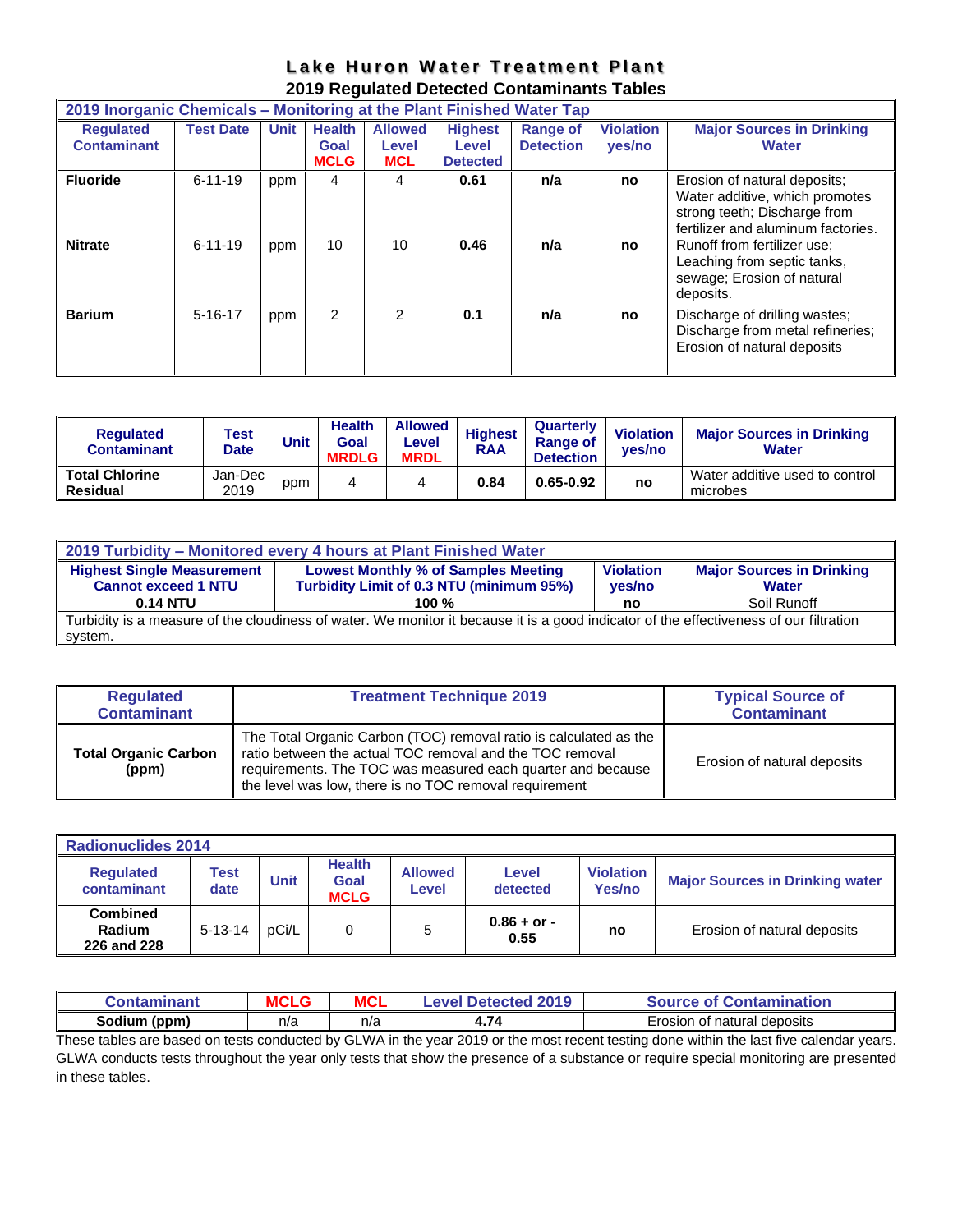# Lake Huron Water Treatment Plant

## 2019 Regulated Detected Contaminants Tables

| 2019 Inorganic Chemicals – Monitoring at the Plant Finished Water Tap | | | | | | | | |
|---|---|---|---|---|---|---|---|---|
| Regulated Contaminant | Test Date | Unit | Health Goal MCLG | Allowed Level MCL | Highest Level Detected | Range of Detection | Violation yes/no | Major Sources in Drinking Water |
| **Fluoride** | 6-11-19 | ppm | 4 | 4 | **0.61** | **n/a** | **no** | Erosion of natural deposits; Water additive, which promotes strong teeth; Discharge from fertilizer and aluminum factories. |
| **Nitrate** | 6-11-19 | ppm | 10 | 10 | **0.46** | **n/a** | **no** | Runoff from fertilizer use; Leaching from septic tanks, sewage; Erosion of natural deposits. |
| **Barium** | 5-16-17 | ppm | 2 | 2 | **0.1** | **n/a** | **no** | Discharge of drilling wastes; Discharge from metal refineries; Erosion of natural deposits |

| Regulated Contaminant | Test Date | Unit | Health Goal MRDLG | Allowed Level MRDL | Highest RAA | Quarterly Range of Detection | Violation yes/no | Major Sources in Drinking Water |
|---|---|---|---|---|---|---|---|---|
| **Total Chlorine Residual** | Jan-Dec 2019 | ppm | 4 | 4 | **0.84** | **0.65-0.92** | **no** | Water additive used to control microbes |

| 2019 Turbidity – Monitored every 4 hours at Plant Finished Water | | | |
|---|---|---|---|
| Highest Single Measurement Cannot exceed 1 NTU | Lowest Monthly % of Samples Meeting Turbidity Limit of 0.3 NTU (minimum 95%) | Violation yes/no | Major Sources in Drinking Water |
| **0.14 NTU** | **100 %** | **no** | Soil Runoff |
| Turbidity is a measure of the cloudiness of water. We monitor it because it is a good indicator of the effectiveness of our filtration system. | | | |

| Regulated Contaminant | Treatment Technique 2019 | Typical Source of Contaminant |
|---|---|---|
| **Total Organic Carbon (ppm)** | The Total Organic Carbon (TOC) removal ratio is calculated as the ratio between the actual TOC removal and the TOC removal requirements. The TOC was measured each quarter and because the level was low, there is no TOC removal requirement | Erosion of natural deposits |

| Radionuclides 2014 | | | | | | | |
|---|---|---|---|---|---|---|---|
| Regulated contaminant | Test date | Unit | Health Goal MCLG | Allowed Level | Level detected | Violation Yes/no | Major Sources in Drinking water |
| **Combined Radium 226 and 228** | 5-13-14 | pCi/L | 0 | 5 | **0.86 + or - 0.55** | **no** | Erosion of natural deposits |

| Contaminant | MCLG | MCL | Level Detected 2019 | Source of Contamination |
|---|---|---|---|---|
| **Sodium (ppm)** | n/a | n/a | **4.74** | Erosion of natural deposits |

These tables are based on tests conducted by GLWA in the year 2019 or the most recent testing done within the last five calendar years. GLWA conducts tests throughout the year only tests that show the presence of a substance or require special monitoring are presented in these tables.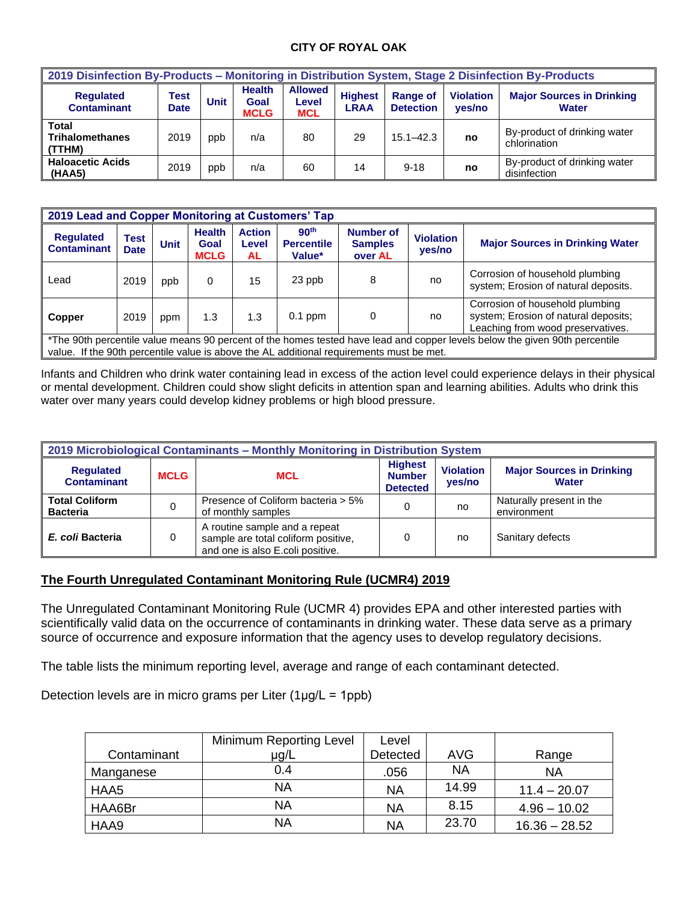**CITY OF ROYAL OAK**

| 2019 Disinfection By-Products – Monitoring in Distribution System, Stage 2 Disinfection By-Products | | | | | | | | |
|---|---|---|---|---|---|---|---|---|
| **Regulated Contaminant** | **Test Date** | **Unit** | **Health Goal MCLG** | **Allowed Level MCL** | **Highest LRAA** | **Range of Detection** | **Violation yes/no** | **Major Sources in Drinking Water** |
| **Total Trihalomethanes (TTHM)** | 2019 | ppb | n/a | 80 | 29 | 15.1–42.3 | **no** | By-product of drinking water chlorination |
| **Haloacetic Acids (HAA5)** | 2019 | ppb | n/a | 60 | 14 | 9-18 | **no** | By-product of drinking water disinfection |

| 2019 Lead and Copper Monitoring at Customers' Tap | | | | | | | | |
|---|---|---|---|---|---|---|---|---|
| **Regulated Contaminant** | **Test Date** | **Unit** | **Health Goal MCLG** | **Action Level AL** | **90th Percentile Value*** | **Number of Samples over AL** | **Violation yes/no** | **Major Sources in Drinking Water** |
| Lead | 2019 | ppb | 0 | 15 | 23 ppb | 8 | no | Corrosion of household plumbing system; Erosion of natural deposits. |
| **Copper** | 2019 | ppm | 1.3 | 1.3 | 0.1 ppm | 0 | no | Corrosion of household plumbing system; Erosion of natural deposits; Leaching from wood preservatives. |
| *The 90th percentile value means 90 percent of the homes tested have lead and copper levels below the given 90th percentile value. If the 90th percentile value is above the AL additional requirements must be met. | | | | | | | | |

Infants and Children who drink water containing lead in excess of the action level could experience delays in their physical or mental development. Children could show slight deficits in attention span and learning abilities. Adults who drink this water over many years could develop kidney problems or high blood pressure.

| 2019 Microbiological Contaminants – Monthly Monitoring in Distribution System | | | | | |
|---|---|---|---|---|---|
| **Regulated Contaminant** | **MCLG** | **MCL** | **Highest Number Detected** | **Violation yes/no** | **Major Sources in Drinking Water** |
| **Total Coliform Bacteria** | 0 | Presence of Coliform bacteria > 5% of monthly samples | 0 | no | Naturally present in the environment |
| ***E. coli* Bacteria** | 0 | A routine sample and a repeat sample are total coliform positive, and one is also E.coli positive. | 0 | no | Sanitary defects |

## The Fourth Unregulated Contaminant Monitoring Rule (UCMR4) 2019

The Unregulated Contaminant Monitoring Rule (UCMR 4) provides EPA and other interested parties with scientifically valid data on the occurrence of contaminants in drinking water. These data serve as a primary source of occurrence and exposure information that the agency uses to develop regulatory decisions.

The table lists the minimum reporting level, average and range of each contaminant detected.

Detection levels are in micro grams per Liter (1µg/L = 1ppb)

| Contaminant | Minimum Reporting Level µg/L | Level Detected | AVG | Range |
|---|---|---|---|---|
| Manganese | 0.4 | .056 | NA | NA |
| HAA5 | NA | NA | 14.99 | 11.4 – 20.07 |
| HAA6Br | NA | NA | 8.15 | 4.96 – 10.02 |
| HAA9 | NA | NA | 23.70 | 16.36 – 28.52 |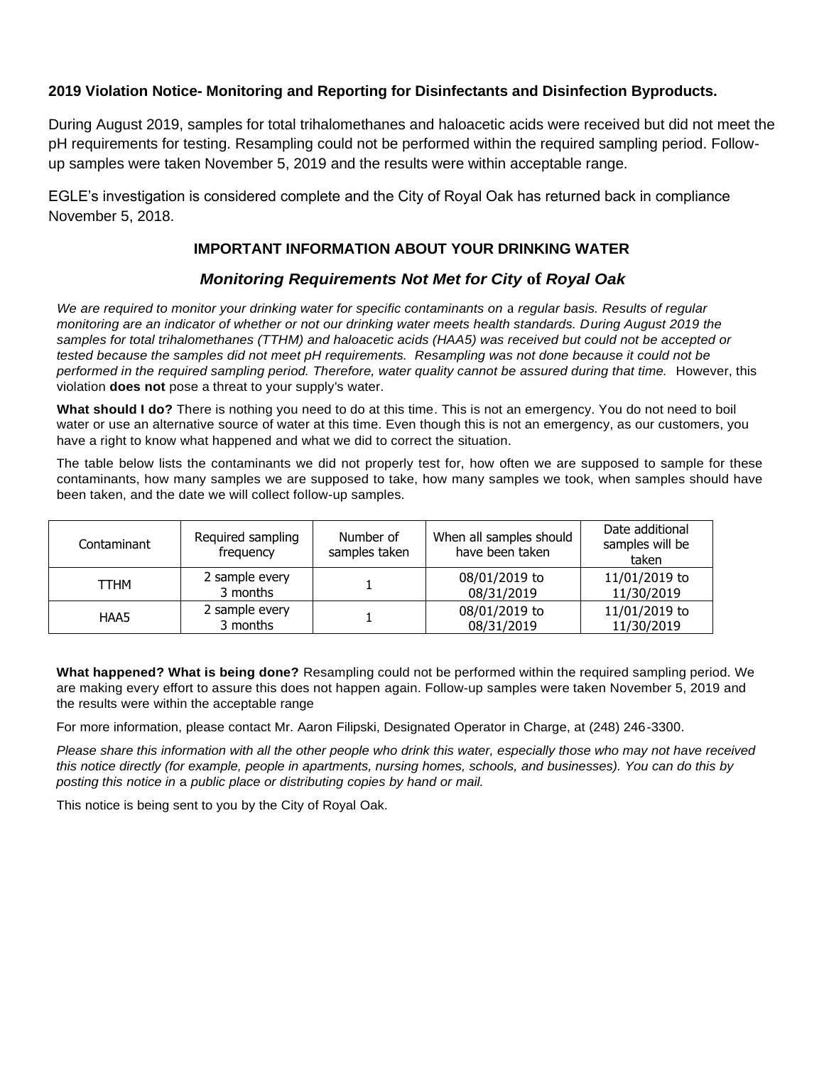**2019 Violation Notice- Monitoring and Reporting for Disinfectants and Disinfection Byproducts.**

During August 2019, samples for total trihalomethanes and haloacetic acids were received but did not meet the pH requirements for testing. Resampling could not be performed within the required sampling period. Follow-up samples were taken November 5, 2019 and the results were within acceptable range.

EGLE's investigation is considered complete and the City of Royal Oak has returned back in compliance November 5, 2018.

### IMPORTANT INFORMATION ABOUT YOUR DRINKING WATER

### *Monitoring Requirements Not Met for City of Royal Oak*

*We are required to monitor your drinking water for specific contaminants on a regular basis. Results of regular monitoring are an indicator of whether or not our drinking water meets health standards. During August 2019 the samples for total trihalomethanes (TTHM) and haloacetic acids (HAA5) was received but could not be accepted or tested because the samples did not meet pH requirements. Resampling was not done because it could not be performed in the required sampling period. Therefore, water quality cannot be assured during that time.* However, this violation **does not** pose a threat to your supply's water.

**What should I do?** There is nothing you need to do at this time. This is not an emergency. You do not need to boil water or use an alternative source of water at this time. Even though this is not an emergency, as our customers, you have a right to know what happened and what we did to correct the situation.

The table below lists the contaminants we did not properly test for, how often we are supposed to sample for these contaminants, how many samples we are supposed to take, how many samples we took, when samples should have been taken, and the date we will collect follow-up samples.

| Contaminant | Required sampling frequency | Number of samples taken | When all samples should have been taken | Date additional samples will be taken |
|---|---|---|---|---|
| TTHM | 2 sample every 3 months | 1 | 08/01/2019 to 08/31/2019 | 11/01/2019 to 11/30/2019 |
| HAA5 | 2 sample every 3 months | 1 | 08/01/2019 to 08/31/2019 | 11/01/2019 to 11/30/2019 |

**What happened? What is being done?** Resampling could not be performed within the required sampling period. We are making every effort to assure this does not happen again. Follow-up samples were taken November 5, 2019 and the results were within the acceptable range

For more information, please contact Mr. Aaron Filipski, Designated Operator in Charge, at (248) 246-3300.

*Please share this information with all the other people who drink this water, especially those who may not have received this notice directly (for example, people in apartments, nursing homes, schools, and businesses). You can do this by posting this notice in a public place or distributing copies by hand or mail.*

This notice is being sent to you by the City of Royal Oak.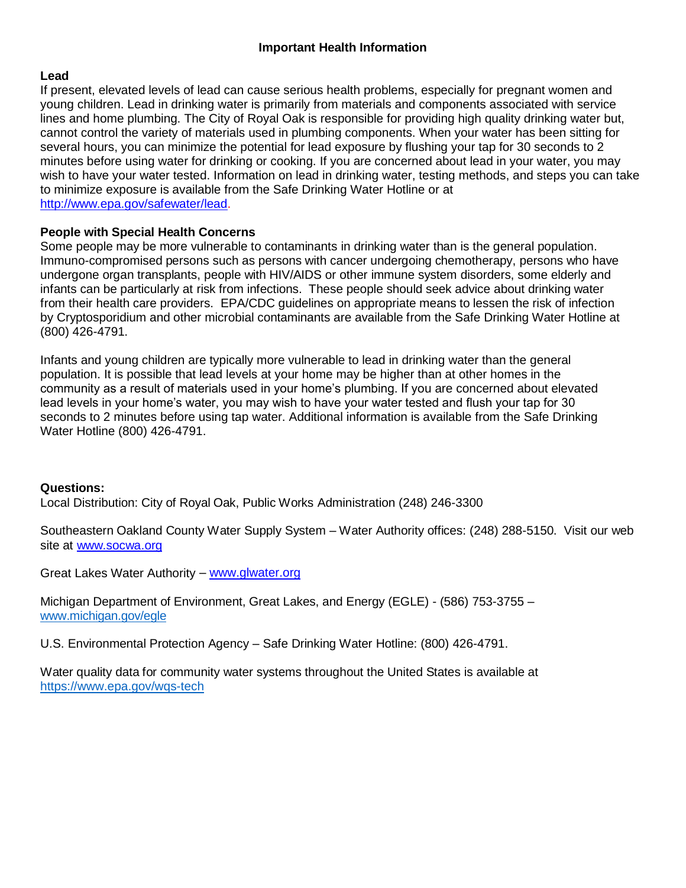## Important Health Information

**Lead**

If present, elevated levels of lead can cause serious health problems, especially for pregnant women and young children. Lead in drinking water is primarily from materials and components associated with service lines and home plumbing. The City of Royal Oak is responsible for providing high quality drinking water but, cannot control the variety of materials used in plumbing components. When your water has been sitting for several hours, you can minimize the potential for lead exposure by flushing your tap for 30 seconds to 2 minutes before using water for drinking or cooking. If you are concerned about lead in your water, you may wish to have your water tested. Information on lead in drinking water, testing methods, and steps you can take to minimize exposure is available from the Safe Drinking Water Hotline or at http://www.epa.gov/safewater/lead.

**People with Special Health Concerns**

Some people may be more vulnerable to contaminants in drinking water than is the general population. Immuno-compromised persons such as persons with cancer undergoing chemotherapy, persons who have undergone organ transplants, people with HIV/AIDS or other immune system disorders, some elderly and infants can be particularly at risk from infections. These people should seek advice about drinking water from their health care providers. EPA/CDC guidelines on appropriate means to lessen the risk of infection by Cryptosporidium and other microbial contaminants are available from the Safe Drinking Water Hotline at (800) 426-4791.

Infants and young children are typically more vulnerable to lead in drinking water than the general population. It is possible that lead levels at your home may be higher than at other homes in the community as a result of materials used in your home's plumbing. If you are concerned about elevated lead levels in your home's water, you may wish to have your water tested and flush your tap for 30 seconds to 2 minutes before using tap water. Additional information is available from the Safe Drinking Water Hotline (800) 426-4791.

**Questions:**

Local Distribution: City of Royal Oak, Public Works Administration (248) 246-3300

Southeastern Oakland County Water Supply System – Water Authority offices: (248) 288-5150. Visit our web site at www.socwa.org

Great Lakes Water Authority – www.glwater.org

Michigan Department of Environment, Great Lakes, and Energy (EGLE) - (586) 753-3755 – www.michigan.gov/egle

U.S. Environmental Protection Agency – Safe Drinking Water Hotline: (800) 426-4791.

Water quality data for community water systems throughout the United States is available at https://www.epa.gov/wqs-tech